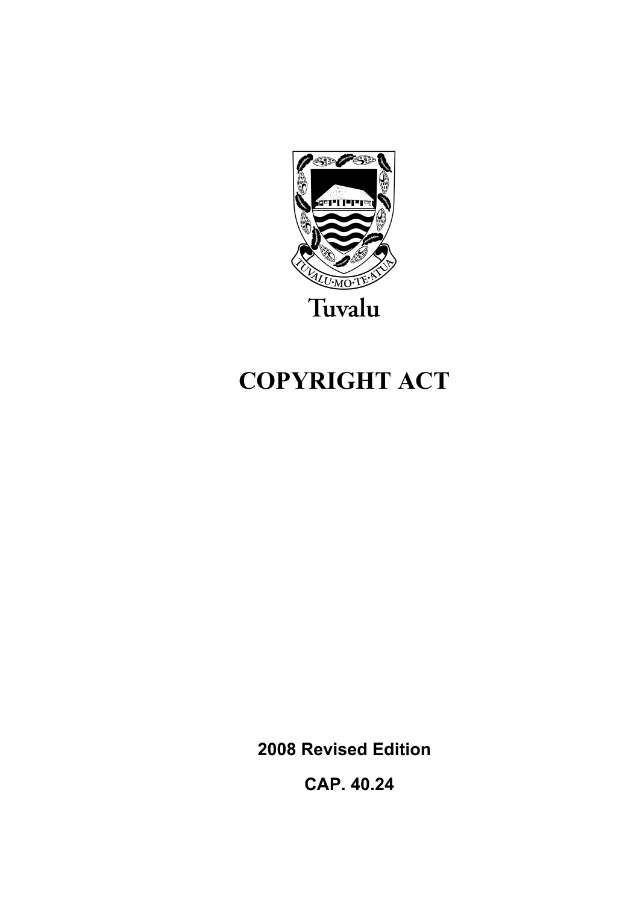Tuvalu

# COPYRIGHT ACT

**2008 Revised Edition**

**CAP. 40.24**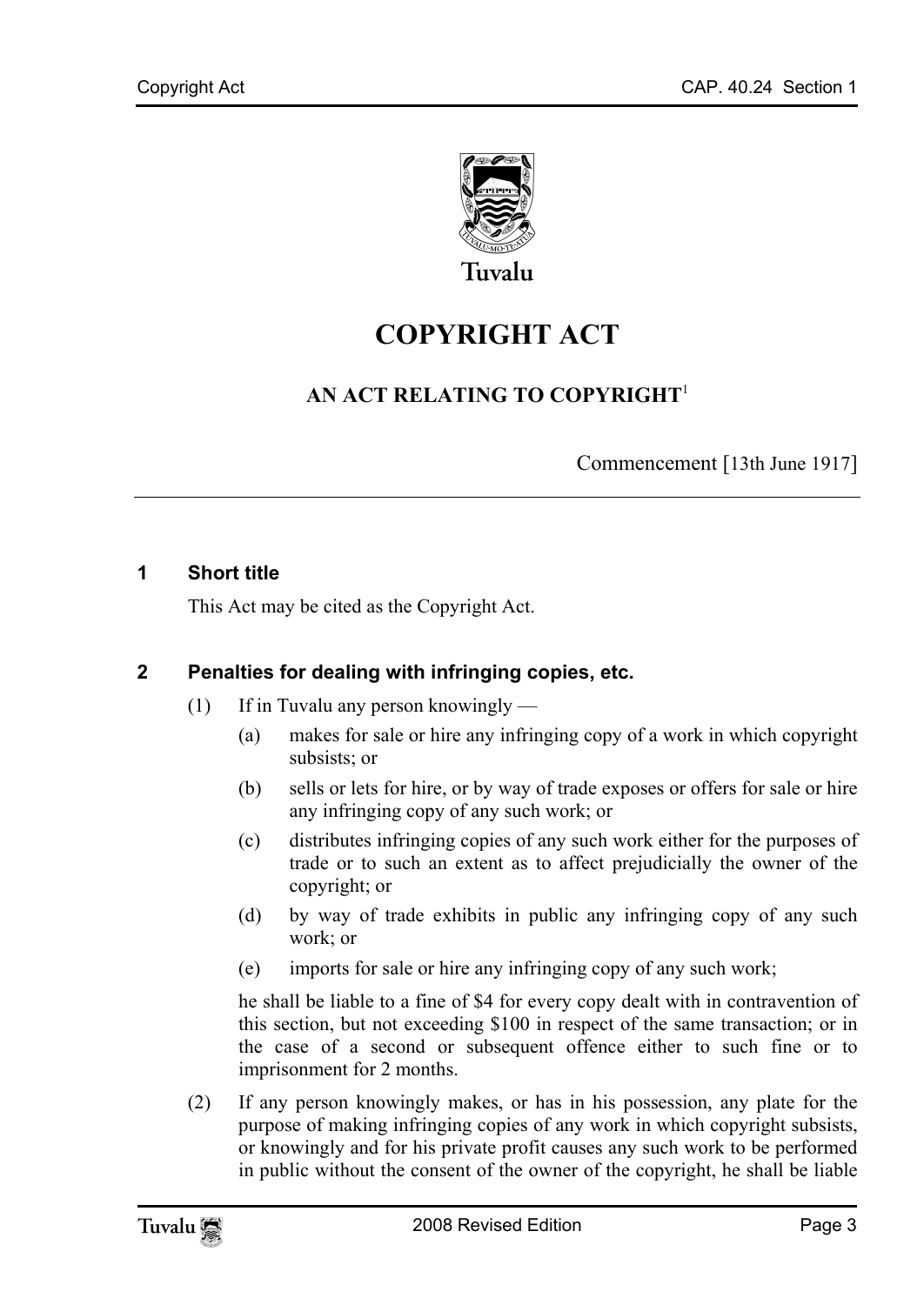Tuvalu

# COPYRIGHT ACT

## AN ACT RELATING TO COPYRIGHT[1]

Commencement [13th June 1917]

---

### 1 Short title

This Act may be cited as the Copyright Act.

### 2 Penalties for dealing with infringing copies, etc.

(1) If in Tuvalu any person knowingly —

(a) makes for sale or hire any infringing copy of a work in which copyright subsists; or

(b) sells or lets for hire, or by way of trade exposes or offers for sale or hire any infringing copy of any such work; or

(c) distributes infringing copies of any such work either for the purposes of trade or to such an extent as to affect prejudicially the owner of the copyright; or

(d) by way of trade exhibits in public any infringing copy of any such work; or

(e) imports for sale or hire any infringing copy of any such work;

he shall be liable to a fine of $4 for every copy dealt with in contravention of this section, but not exceeding $100 in respect of the same transaction; or in the case of a second or subsequent offence either to such fine or to imprisonment for 2 months.

(2) If any person knowingly makes, or has in his possession, any plate for the purpose of making infringing copies of any work in which copyright subsists, or knowingly and for his private profit causes any such work to be performed in public without the consent of the owner of the copyright, he shall be liable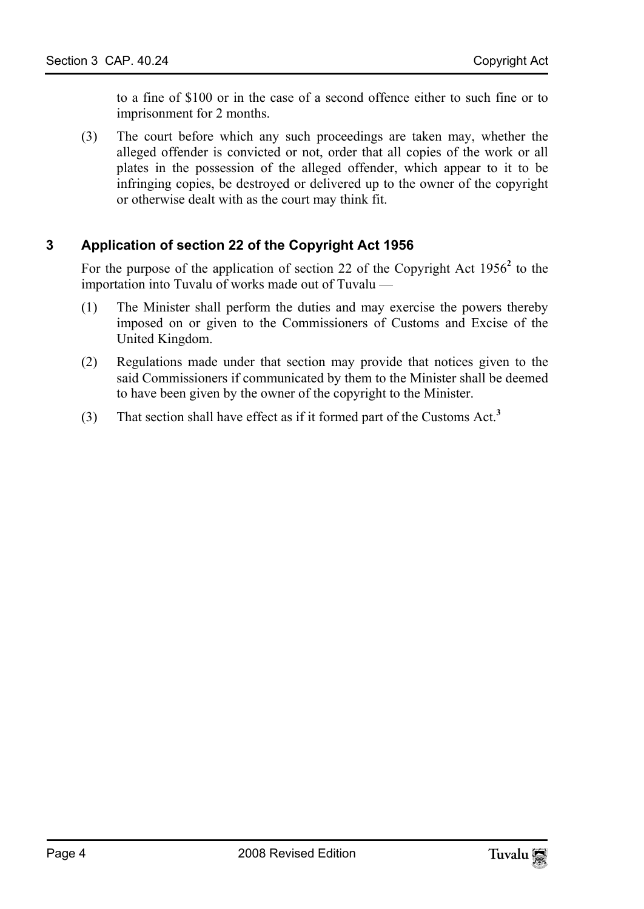to a fine of $100 or in the case of a second offence either to such fine or to imprisonment for 2 months.

(3) The court before which any such proceedings are taken may, whether the alleged offender is convicted or not, order that all copies of the work or all plates in the possession of the alleged offender, which appear to it to be infringing copies, be destroyed or delivered up to the owner of the copyright or otherwise dealt with as the court may think fit.

## 3 Application of section 22 of the Copyright Act 1956

For the purpose of the application of section 22 of the Copyright Act 1956[2] to the importation into Tuvalu of works made out of Tuvalu —

(1) The Minister shall perform the duties and may exercise the powers thereby imposed on or given to the Commissioners of Customs and Excise of the United Kingdom.

(2) Regulations made under that section may provide that notices given to the said Commissioners if communicated by them to the Minister shall be deemed to have been given by the owner of the copyright to the Minister.

(3) That section shall have effect as if it formed part of the Customs Act.[3]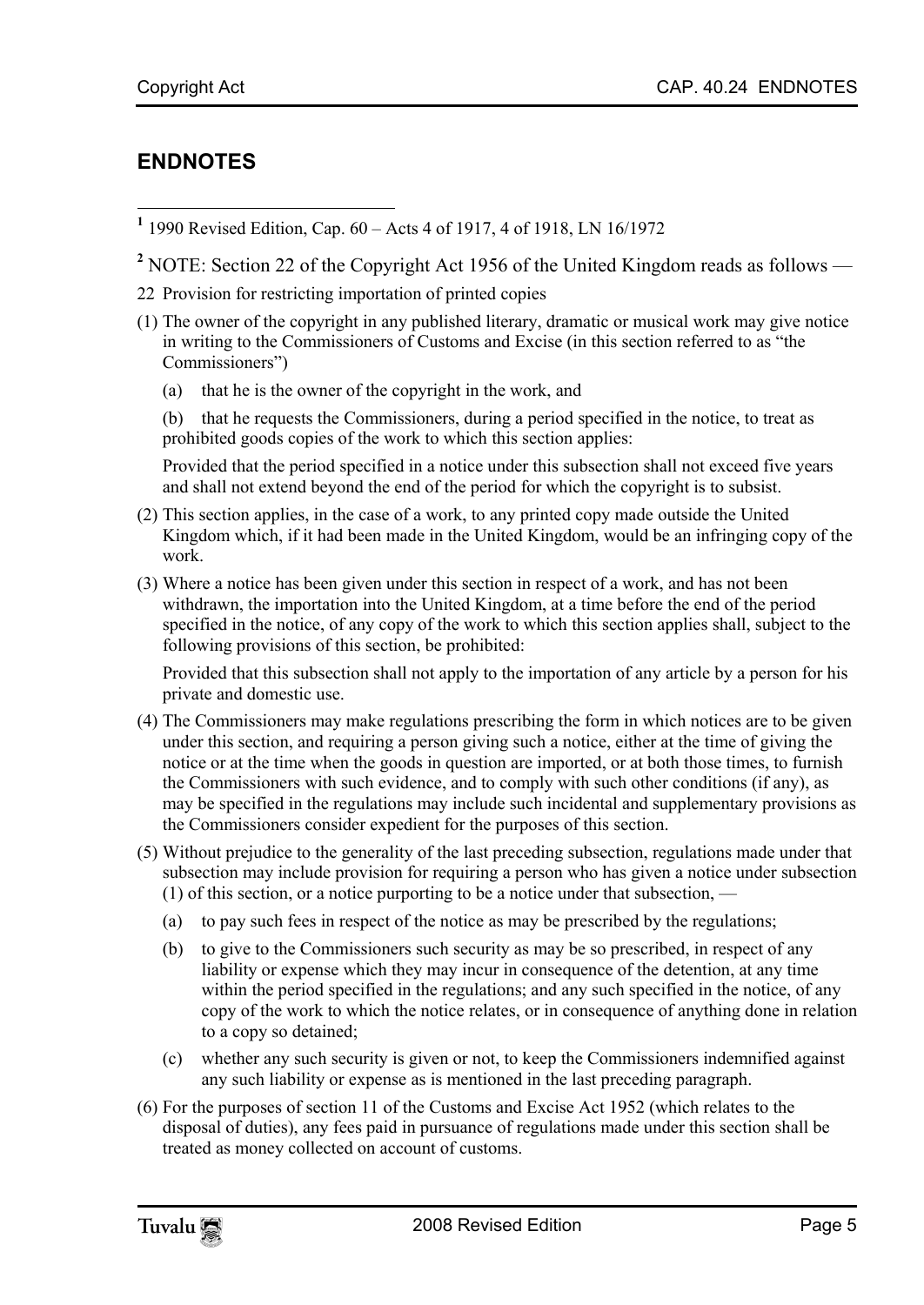## ENDNOTES

[1] 1990 Revised Edition, Cap. 60 – Acts 4 of 1917, 4 of 1918, LN 16/1972

[2] NOTE: Section 22 of the Copyright Act 1956 of the United Kingdom reads as follows —

22 Provision for restricting importation of printed copies

(1) The owner of the copyright in any published literary, dramatic or musical work may give notice in writing to the Commissioners of Customs and Excise (in this section referred to as "the Commissioners")

(a) that he is the owner of the copyright in the work, and

(b) that he requests the Commissioners, during a period specified in the notice, to treat as prohibited goods copies of the work to which this section applies:

Provided that the period specified in a notice under this subsection shall not exceed five years and shall not extend beyond the end of the period for which the copyright is to subsist.

(2) This section applies, in the case of a work, to any printed copy made outside the United Kingdom which, if it had been made in the United Kingdom, would be an infringing copy of the work.

(3) Where a notice has been given under this section in respect of a work, and has not been withdrawn, the importation into the United Kingdom, at a time before the end of the period specified in the notice, of any copy of the work to which this section applies shall, subject to the following provisions of this section, be prohibited:

Provided that this subsection shall not apply to the importation of any article by a person for his private and domestic use.

(4) The Commissioners may make regulations prescribing the form in which notices are to be given under this section, and requiring a person giving such a notice, either at the time of giving the notice or at the time when the goods in question are imported, or at both those times, to furnish the Commissioners with such evidence, and to comply with such other conditions (if any), as may be specified in the regulations may include such incidental and supplementary provisions as the Commissioners consider expedient for the purposes of this section.

(5) Without prejudice to the generality of the last preceding subsection, regulations made under that subsection may include provision for requiring a person who has given a notice under subsection (1) of this section, or a notice purporting to be a notice under that subsection, —

(a) to pay such fees in respect of the notice as may be prescribed by the regulations;

(b) to give to the Commissioners such security as may be so prescribed, in respect of any liability or expense which they may incur in consequence of the detention, at any time within the period specified in the regulations; and any such specified in the notice, of any copy of the work to which the notice relates, or in consequence of anything done in relation to a copy so detained;

(c) whether any such security is given or not, to keep the Commissioners indemnified against any such liability or expense as is mentioned in the last preceding paragraph.

(6) For the purposes of section 11 of the Customs and Excise Act 1952 (which relates to the disposal of duties), any fees paid in pursuance of regulations made under this section shall be treated as money collected on account of customs.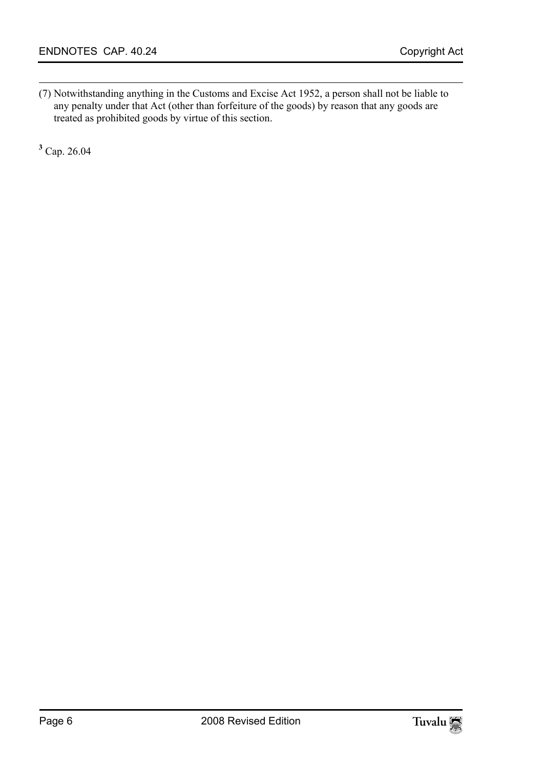(7) Notwithstanding anything in the Customs and Excise Act 1952, a person shall not be liable to any penalty under that Act (other than forfeiture of the goods) by reason that any goods are treated as prohibited goods by virtue of this section.

[3] Cap. 26.04